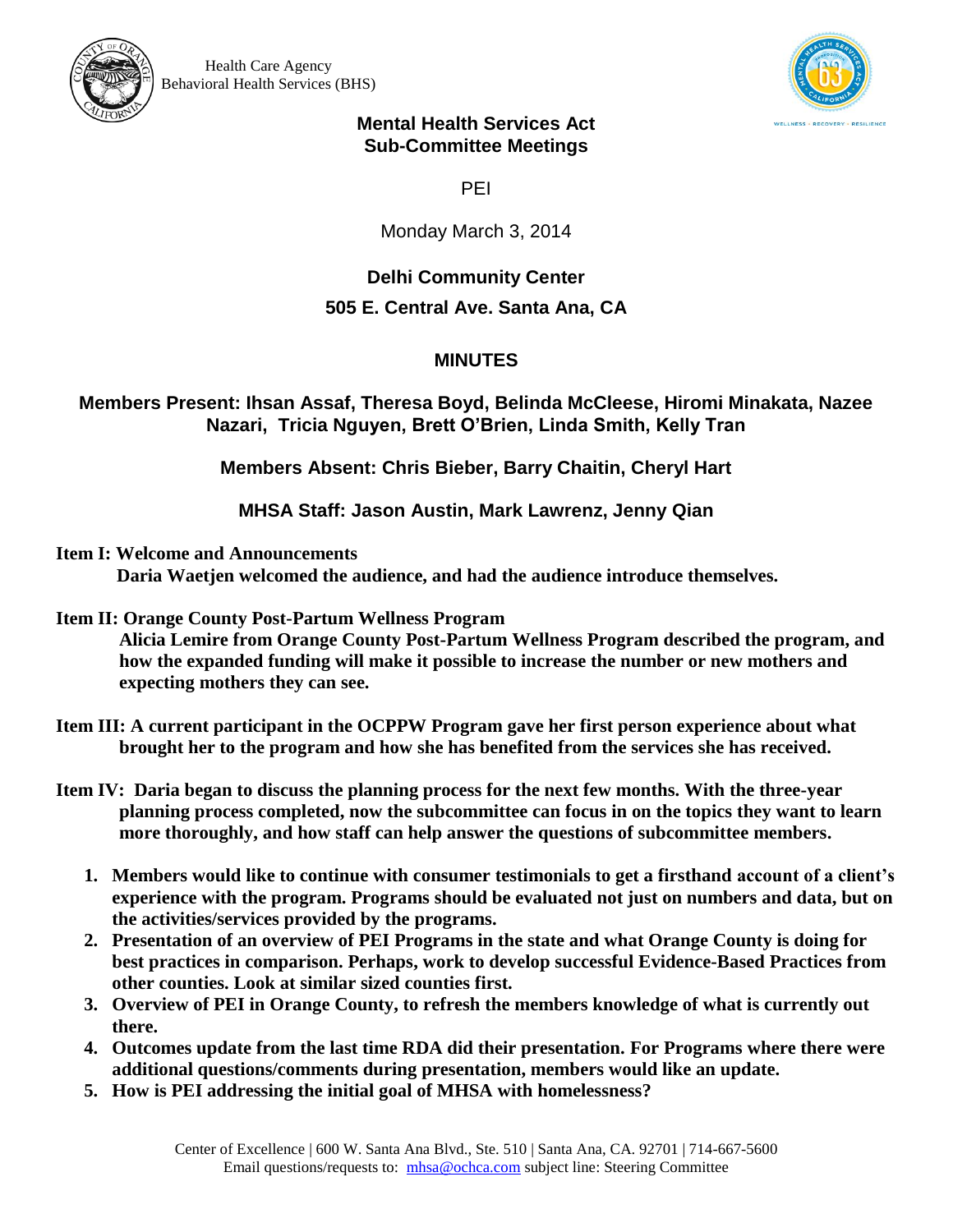Health Care Agency
Behavioral Health Services (BHS)

# Mental Health Services Act
# Sub-Committee Meetings

PEI

Monday March 3, 2014

**Delhi Community Center**

**505 E. Central Ave. Santa Ana, CA**

## MINUTES

**Members Present: Ihsan Assaf, Theresa Boyd, Belinda McCleese, Hiromi Minakata, Nazee Nazari, Tricia Nguyen, Brett O'Brien, Linda Smith, Kelly Tran**

**Members Absent: Chris Bieber, Barry Chaitin, Cheryl Hart**

**MHSA Staff: Jason Austin, Mark Lawrenz, Jenny Qian**

**Item I: Welcome and Announcements**
**Daria Waetjen welcomed the audience, and had the audience introduce themselves.**

**Item II: Orange County Post-Partum Wellness Program**
**Alicia Lemire from Orange County Post-Partum Wellness Program described the program, and how the expanded funding will make it possible to increase the number or new mothers and expecting mothers they can see.**

**Item III: A current participant in the OCPPW Program gave her first person experience about what brought her to the program and how she has benefited from the services she has received.**

**Item IV: Daria began to discuss the planning process for the next few months. With the three-year planning process completed, now the subcommittee can focus in on the topics they want to learn more thoroughly, and how staff can help answer the questions of subcommittee members.**

1. **Members would like to continue with consumer testimonials to get a firsthand account of a client's experience with the program. Programs should be evaluated not just on numbers and data, but on the activities/services provided by the programs.**
2. **Presentation of an overview of PEI Programs in the state and what Orange County is doing for best practices in comparison. Perhaps, work to develop successful Evidence-Based Practices from other counties. Look at similar sized counties first.**
3. **Overview of PEI in Orange County, to refresh the members knowledge of what is currently out there.**
4. **Outcomes update from the last time RDA did their presentation. For Programs where there were additional questions/comments during presentation, members would like an update.**
5. **How is PEI addressing the initial goal of MHSA with homelessness?**

Center of Excellence | 600 W. Santa Ana Blvd., Ste. 510 | Santa Ana, CA. 92701 | 714-667-5600
Email questions/requests to: mhsa@ochca.com subject line: Steering Committee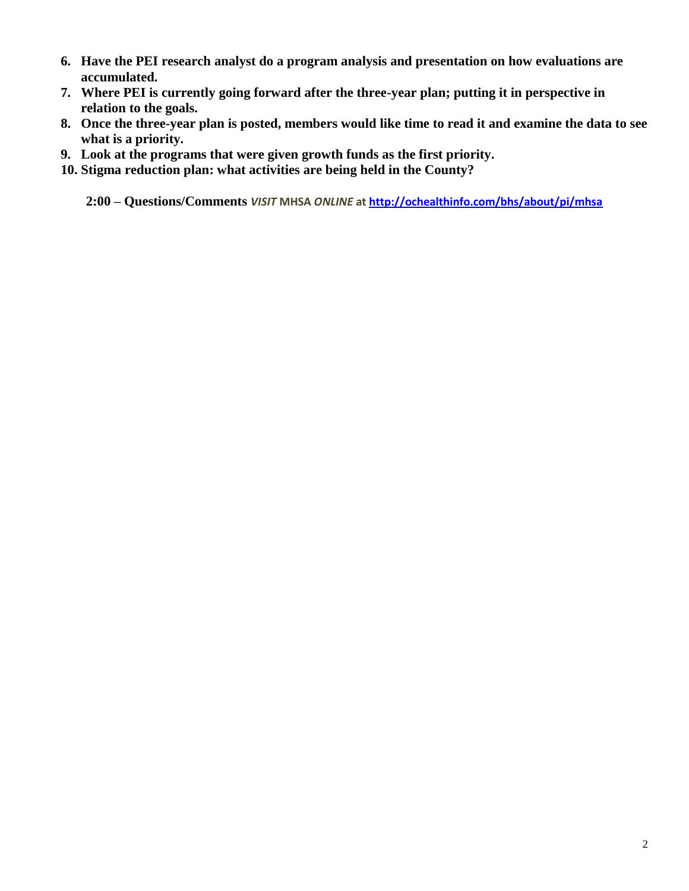6. **Have the PEI research analyst do a program analysis and presentation on how evaluations are accumulated.**
7. **Where PEI is currently going forward after the three-year plan; putting it in perspective in relation to the goals.**
8. **Once the three-year plan is posted, members would like time to read it and examine the data to see what is a priority.**
9. **Look at the programs that were given growth funds as the first priority.**
10. **Stigma reduction plan: what activities are being held in the County?**

**2:00 – Questions/Comments** ***VISIT*** **MHSA** ***ONLINE*** **at [http://ochealthinfo.com/bhs/about/pi/mhsa](http://ochealthinfo.com/bhs/about/pi/mhsa)**